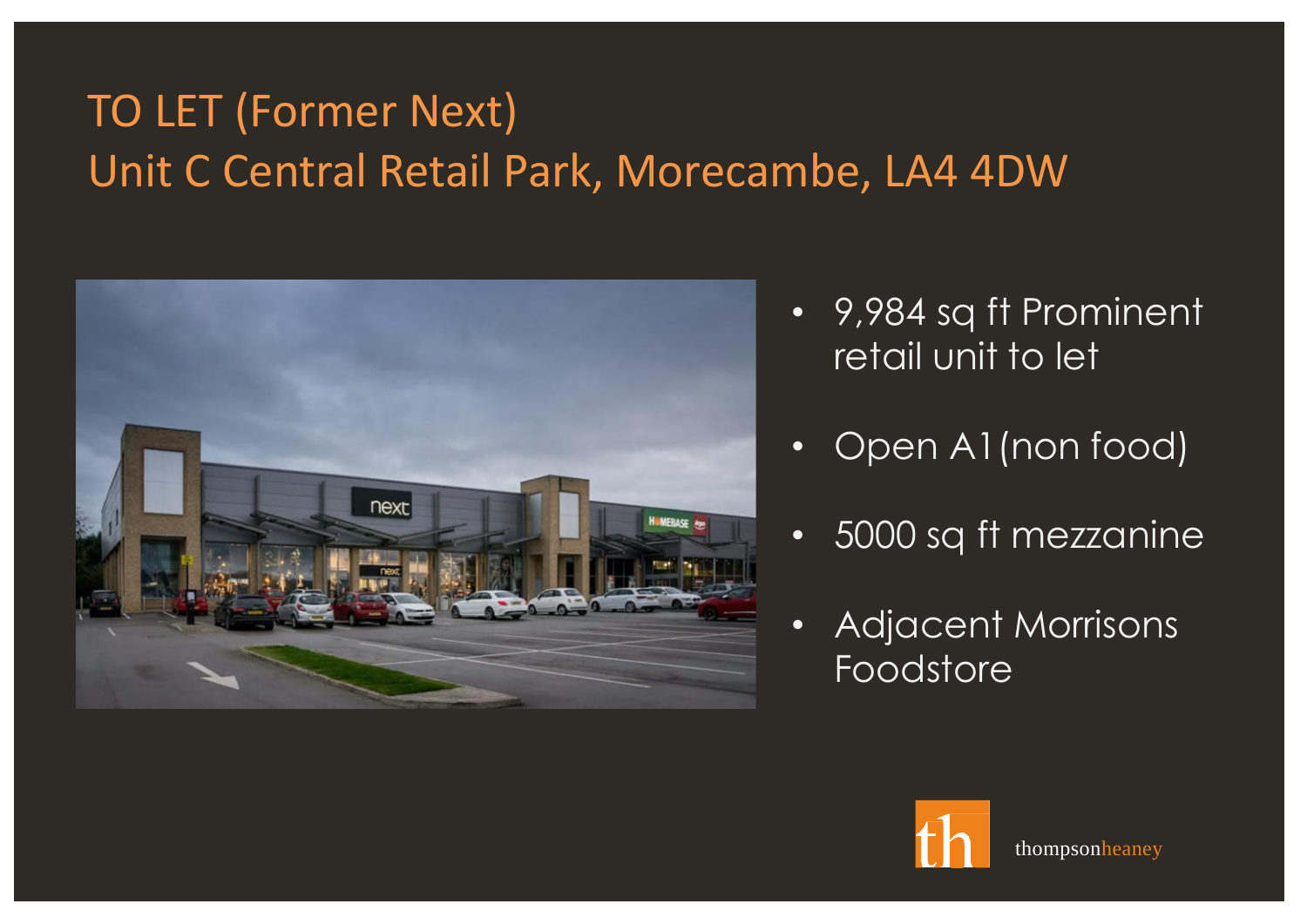# TO LET (Former Next)
# Unit C Central Retail Park, Morecambe, LA4 4DW

- 9,984 sq ft Prominent retail unit to let
- Open A1 (non food)
- 5000 sq ft mezzanine
- Adjacent Morrisons Foodstore

thompsonheaney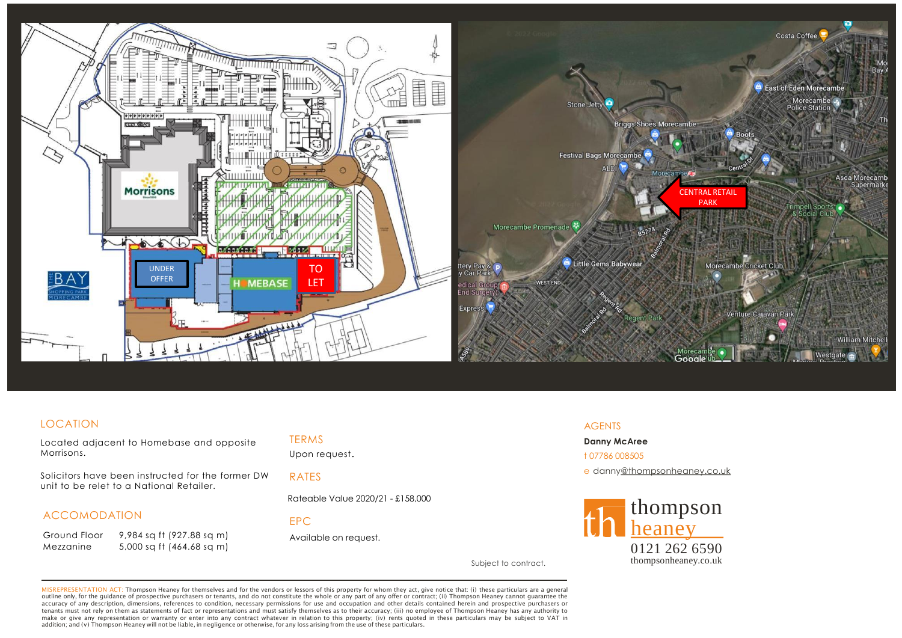## LOCATION

Located adjacent to Homebase and opposite Morrisons.

Solicitors have been instructed for the former DW unit to be relet to a National Retailer.

## ACCOMODATION

| | |
|---|---|
| Ground Floor | 9,984 sq ft (927.88 sq m) |
| Mezzanine | 5,000 sq ft (464.68 sq m) |

## TERMS

Upon request.

## RATES

Rateable Value 2020/21 - £158,000

## EPC

Available on request.

Subject to contract.

## AGENTS

**Danny McAree**

t 07786 008505

e danny@thompsonheaney.co.uk

thompson heaney

0121 262 6590

thompsonheaney.co.uk

MISREPRESENTATION ACT: Thompson Heaney for themselves and for the vendors or lessors of this property for whom they act, give notice that: (i) these particulars are a general outline only, for the guidance of prospective purchasers or tenants, and do not constitute the whole or any part of any offer or contract; (ii) Thompson Heaney cannot guarantee the accuracy of any description, dimensions, references to condition, necessary permissions for use and occupation and other details contained herein and prospective purchasers or tenants must not rely on them as statements of fact or representations and must satisfy themselves as to their accuracy; (iii) no employee of Thompson Heaney has any authority to make or give any representation or warranty or enter into any contract whatever in relation to this property; (iv) rents quoted in these particulars may be subject to VAT in addition; and (v) Thompson Heaney will not be liable, in negligence or otherwise, for any loss arising from the use of these particulars.